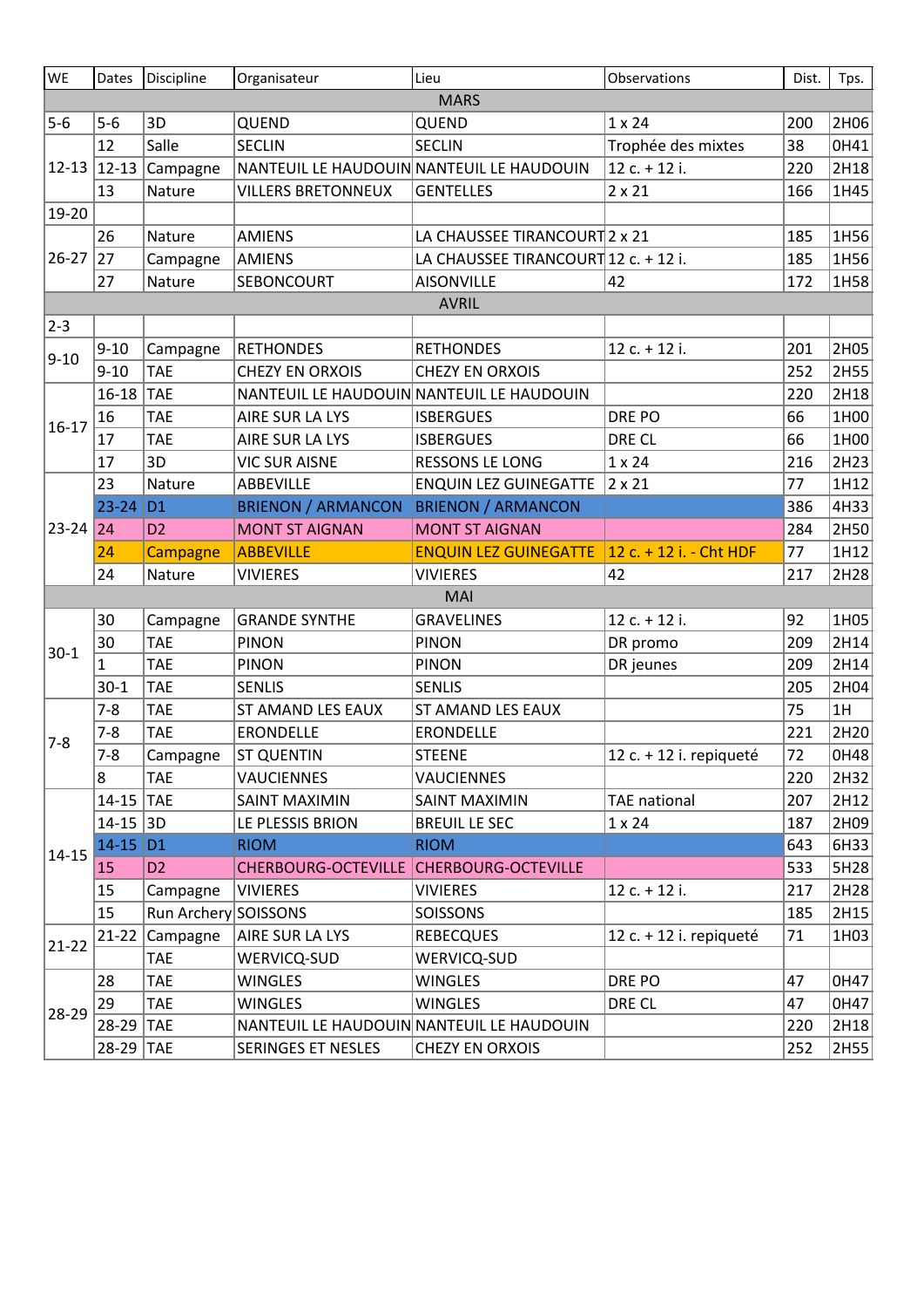| WE | Dates | Discipline | Organisateur | Lieu | Observations | Dist. | Tps. |
|---|---|---|---|---|---|---|---|
| MARS | | | | | | | |
| 5-6 | 5-6 | 3D | QUEND | QUEND | 1 x 24 | 200 | 2H06 |
| 12-13 | 12 | Salle | SECLIN | SECLIN | Trophée des mixtes | 38 | 0H41 |
| | 12-13 | Campagne | NANTEUIL LE HAUDOUIN | NANTEUIL LE HAUDOUIN | 12 c. + 12 i. | 220 | 2H18 |
| | 13 | Nature | VILLERS BRETONNEUX | GENTELLES | 2 x 21 | 166 | 1H45 |
| 19-20 | | | | | | | |
| 26-27 | 26 | Nature | AMIENS | LA CHAUSSEE TIRANCOURT | 2 x 21 | 185 | 1H56 |
| | 27 | Campagne | AMIENS | LA CHAUSSEE TIRANCOURT | 12 c. + 12 i. | 185 | 1H56 |
| | 27 | Nature | SEBONCOURT | AISONVILLE | 42 | 172 | 1H58 |
| AVRIL | | | | | | | |
| 2-3 | | | | | | | |
| 9-10 | 9-10 | Campagne | RETHONDES | RETHONDES | 12 c. + 12 i. | 201 | 2H05 |
| | 9-10 | TAE | CHEZY EN ORXOIS | CHEZY EN ORXOIS | | 252 | 2H55 |
| 16-17 | 16-18 | TAE | NANTEUIL LE HAUDOUIN | NANTEUIL LE HAUDOUIN | | 220 | 2H18 |
| | 16 | TAE | AIRE SUR LA LYS | ISBERGUES | DRE PO | 66 | 1H00 |
| | 17 | TAE | AIRE SUR LA LYS | ISBERGUES | DRE CL | 66 | 1H00 |
| | 17 | 3D | VIC SUR AISNE | RESSONS LE LONG | 1 x 24 | 216 | 2H23 |
| 23-24 | 23 | Nature | ABBEVILLE | ENQUIN LEZ GUINEGATTE | 2 x 21 | 77 | 1H12 |
| | 23-24 | D1 | BRIENON / ARMANCON | BRIENON / ARMANCON | | 386 | 4H33 |
| | 24 | D2 | MONT ST AIGNAN | MONT ST AIGNAN | | 284 | 2H50 |
| | 24 | Campagne | ABBEVILLE | ENQUIN LEZ GUINEGATTE | 12 c. + 12 i. - Cht HDF | 77 | 1H12 |
| | 24 | Nature | VIVIERES | VIVIERES | 42 | 217 | 2H28 |
| MAI | | | | | | | |
| 30-1 | 30 | Campagne | GRANDE SYNTHE | GRAVELINES | 12 c. + 12 i. | 92 | 1H05 |
| | 30 | TAE | PINON | PINON | DR promo | 209 | 2H14 |
| | 1 | TAE | PINON | PINON | DR jeunes | 209 | 2H14 |
| | 30-1 | TAE | SENLIS | SENLIS | | 205 | 2H04 |
| 7-8 | 7-8 | TAE | ST AMAND LES EAUX | ST AMAND LES EAUX | | 75 | 1H |
| | 7-8 | TAE | ERONDELLE | ERONDELLE | | 221 | 2H20 |
| | 7-8 | Campagne | ST QUENTIN | STEENE | 12 c. + 12 i. repiqueté | 72 | 0H48 |
| | 8 | TAE | VAUCIENNES | VAUCIENNES | | 220 | 2H32 |
| 14-15 | 14-15 | TAE | SAINT MAXIMIN | SAINT MAXIMIN | TAE national | 207 | 2H12 |
| | 14-15 | 3D | LE PLESSIS BRION | BREUIL LE SEC | 1 x 24 | 187 | 2H09 |
| | 14-15 | D1 | RIOM | RIOM | | 643 | 6H33 |
| | 15 | D2 | CHERBOURG-OCTEVILLE | CHERBOURG-OCTEVILLE | | 533 | 5H28 |
| | 15 | Campagne | VIVIERES | VIVIERES | 12 c. + 12 i. | 217 | 2H28 |
| | 15 | Run Archery | SOISSONS | SOISSONS | | 185 | 2H15 |
| 21-22 | 21-22 | Campagne | AIRE SUR LA LYS | REBECQUES | 12 c. + 12 i. repiqueté | 71 | 1H03 |
| | | TAE | WERVICQ-SUD | WERVICQ-SUD | | | |
| 28-29 | 28 | TAE | WINGLES | WINGLES | DRE PO | 47 | 0H47 |
| | 29 | TAE | WINGLES | WINGLES | DRE CL | 47 | 0H47 |
| | 28-29 | TAE | NANTEUIL LE HAUDOUIN | NANTEUIL LE HAUDOUIN | | 220 | 2H18 |
| | 28-29 | TAE | SERINGES ET NESLES | CHEZY EN ORXOIS | | 252 | 2H55 |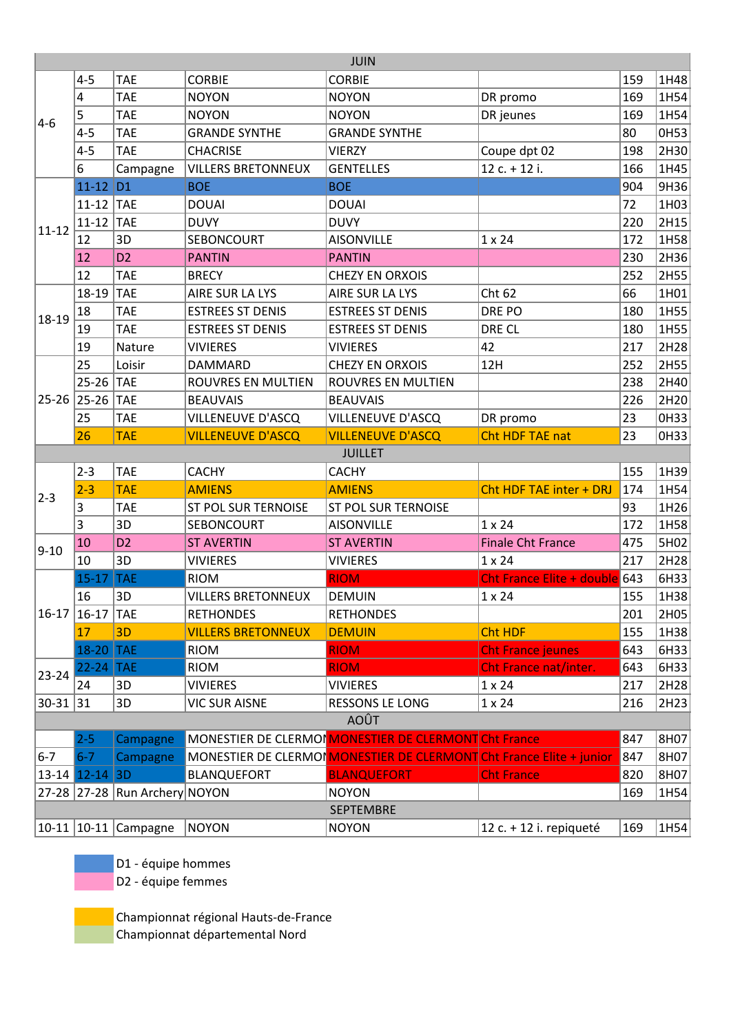| | | | | | | | |
|---|---|---|---|---|---|---|---|
| JUIN | | | | | | | |
| 4-6 | 4-5 | TAE | CORBIE | CORBIE | | 159 | 1H48 |
| | 4 | TAE | NOYON | NOYON | DR promo | 169 | 1H54 |
| | 5 | TAE | NOYON | NOYON | DR jeunes | 169 | 1H54 |
| | 4-5 | TAE | GRANDE SYNTHE | GRANDE SYNTHE | | 80 | 0H53 |
| | 4-5 | TAE | CHACRISE | VIERZY | Coupe dpt 02 | 198 | 2H30 |
| | 6 | Campagne | VILLERS BRETONNEUX | GENTELLES | 12 c. + 12 i. | 166 | 1H45 |
| 11-12 | 11-12 | D1 | BOE | BOE | | 904 | 9H36 |
| | 11-12 | TAE | DOUAI | DOUAI | | 72 | 1H03 |
| | 11-12 | TAE | DUVY | DUVY | | 220 | 2H15 |
| | 12 | 3D | SEBONCOURT | AISONVILLE | 1 x 24 | 172 | 1H58 |
| | 12 | D2 | PANTIN | PANTIN | | 230 | 2H36 |
| | 12 | TAE | BRECY | CHEZY EN ORXOIS | | 252 | 2H55 |
| 18-19 | 18-19 | TAE | AIRE SUR LA LYS | AIRE SUR LA LYS | Cht 62 | 66 | 1H01 |
| | 18 | TAE | ESTREES ST DENIS | ESTREES ST DENIS | DRE PO | 180 | 1H55 |
| | 19 | TAE | ESTREES ST DENIS | ESTREES ST DENIS | DRE CL | 180 | 1H55 |
| | 19 | Nature | VIVIERES | VIVIERES | 42 | 217 | 2H28 |
| 25-26 | 25 | Loisir | DAMMARD | CHEZY EN ORXOIS | 12H | 252 | 2H55 |
| | 25-26 | TAE | ROUVRES EN MULTIEN | ROUVRES EN MULTIEN | | 238 | 2H40 |
| | 25-26 | TAE | BEAUVAIS | BEAUVAIS | | 226 | 2H20 |
| | 25 | TAE | VILLENEUVE D'ASCQ | VILLENEUVE D'ASCQ | DR promo | 23 | 0H33 |
| | 26 | TAE | VILLENEUVE D'ASCQ | VILLENEUVE D'ASCQ | Cht HDF TAE nat | 23 | 0H33 |
| JUILLET | | | | | | | |
| 2-3 | 2-3 | TAE | CACHY | CACHY | | 155 | 1H39 |
| | 2-3 | TAE | AMIENS | AMIENS | Cht HDF TAE inter + DRJ | 174 | 1H54 |
| | 3 | TAE | ST POL SUR TERNOISE | ST POL SUR TERNOISE | | 93 | 1H26 |
| | 3 | 3D | SEBONCOURT | AISONVILLE | 1 x 24 | 172 | 1H58 |
| 9-10 | 10 | D2 | ST AVERTIN | ST AVERTIN | Finale Cht France | 475 | 5H02 |
| | 10 | 3D | VIVIERES | VIVIERES | 1 x 24 | 217 | 2H28 |
| 16-17 | 15-17 | TAE | RIOM | RIOM | Cht France Elite + double | 643 | 6H33 |
| | 16 | 3D | VILLERS BRETONNEUX | DEMUIN | 1 x 24 | 155 | 1H38 |
| | 16-17 | TAE | RETHONDES | RETHONDES | | 201 | 2H05 |
| | 17 | 3D | VILLERS BRETONNEUX | DEMUIN | Cht HDF | 155 | 1H38 |
| | 18-20 | TAE | RIOM | RIOM | Cht France jeunes | 643 | 6H33 |
| 23-24 | 22-24 | TAE | RIOM | RIOM | Cht France nat/inter. | 643 | 6H33 |
| | 24 | 3D | VIVIERES | VIVIERES | 1 x 24 | 217 | 2H28 |
| 30-31 | 31 | 3D | VIC SUR AISNE | RESSONS LE LONG | 1 x 24 | 216 | 2H23 |
| AOÛT | | | | | | | |
| | 2-5 | Campagne | MONESTIER DE CLERMONT | MONESTIER DE CLERMONT | Cht France | 847 | 8H07 |
| 6-7 | 6-7 | Campagne | MONESTIER DE CLERMONT | MONESTIER DE CLERMONT | Cht France Elite + junior | 847 | 8H07 |
| 13-14 | 12-14 | 3D | BLANQUEFORT | BLANQUEFORT | Cht France | 820 | 8H07 |
| 27-28 | 27-28 | Run Archery | NOYON | NOYON | | 169 | 1H54 |
| SEPTEMBRE | | | | | | | |
| 10-11 | 10-11 | Campagne | NOYON | NOYON | 12 c. + 12 i. repiqueté | 169 | 1H54 |

D1 - équipe hommes
D2 - équipe femmes

Championnat régional Hauts-de-France
Championnat départemental Nord